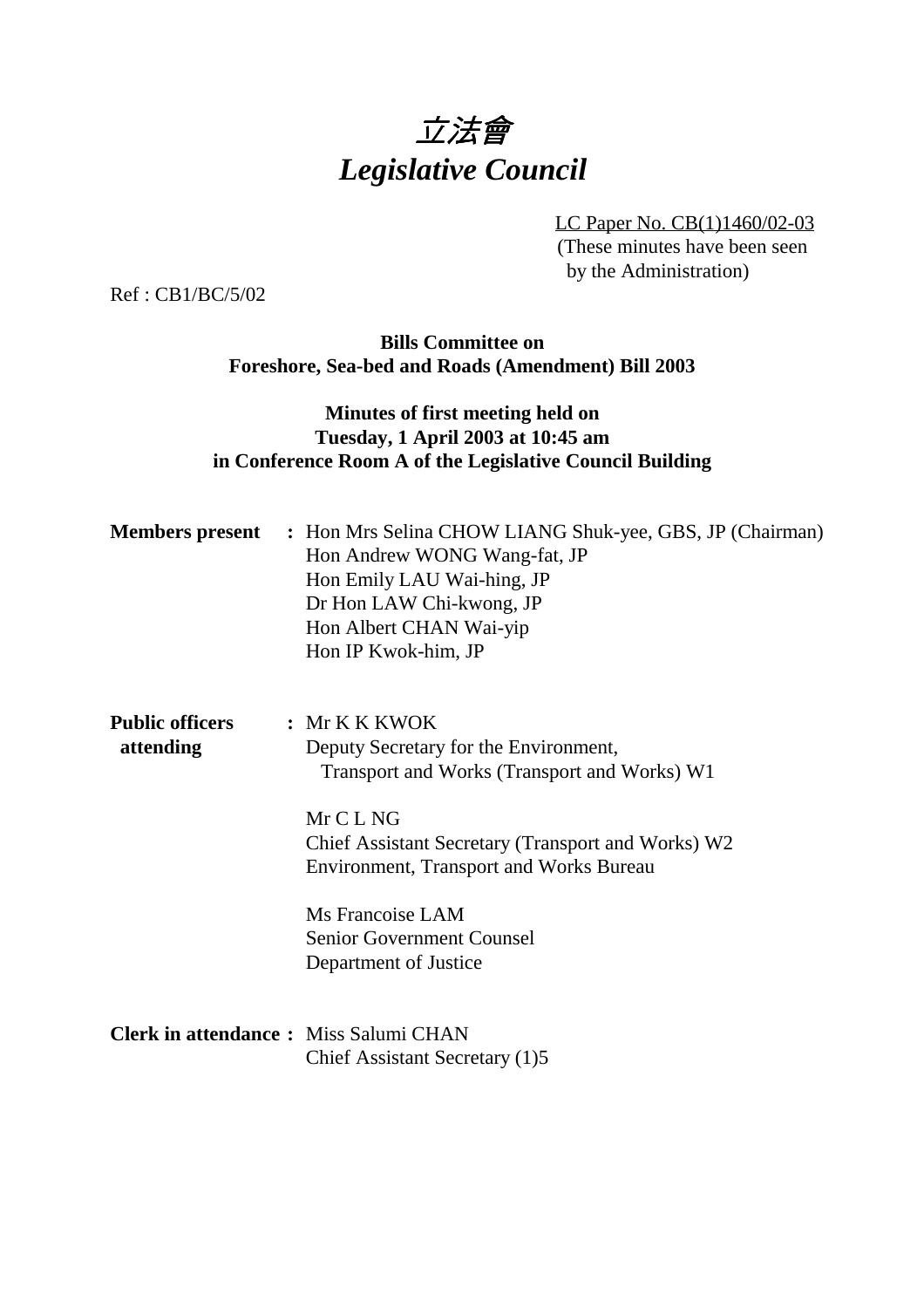# *立法會*
# *Legislative Council*

LC Paper No. CB(1)1460/02-03
(These minutes have been seen by the Administration)

Ref : CB1/BC/5/02

**Bills Committee on**
**Foreshore, Sea-bed and Roads (Amendment) Bill 2003**

**Minutes of first meeting held on**
**Tuesday, 1 April 2003 at 10:45 am**
**in Conference Room A of the Legislative Council Building**

**Members present** : Hon Mrs Selina CHOW LIANG Shuk-yee, GBS, JP (Chairman)
Hon Andrew WONG Wang-fat, JP
Hon Emily LAU Wai-hing, JP
Dr Hon LAW Chi-kwong, JP
Hon Albert CHAN Wai-yip
Hon IP Kwok-him, JP

**Public officers attending** : Mr K K KWOK
Deputy Secretary for the Environment, Transport and Works (Transport and Works) W1

Mr C L NG
Chief Assistant Secretary (Transport and Works) W2
Environment, Transport and Works Bureau

Ms Francoise LAM
Senior Government Counsel
Department of Justice

**Clerk in attendance** : Miss Salumi CHAN
Chief Assistant Secretary (1)5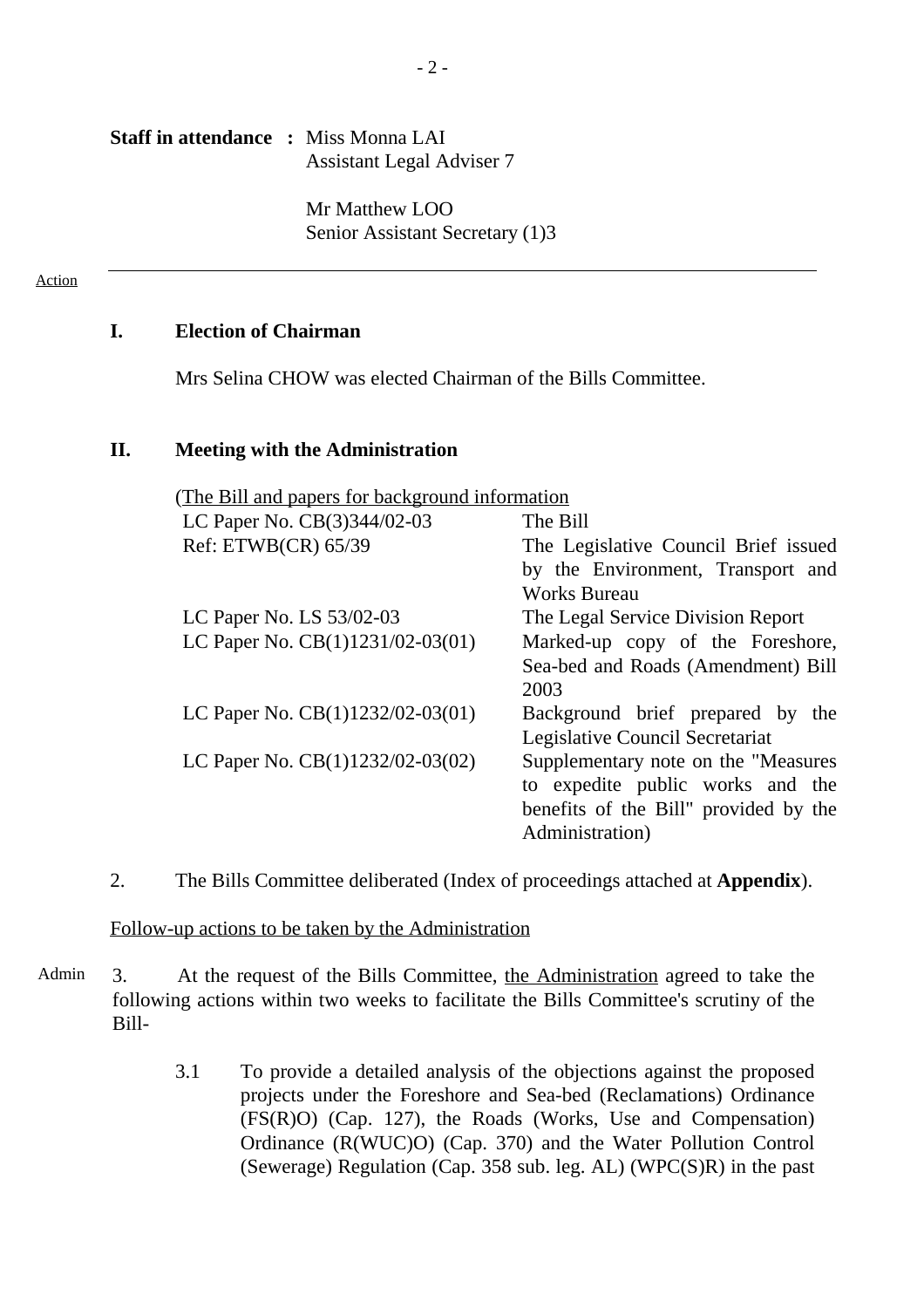**Staff in attendance :** Miss Monna LAI
Assistant Legal Adviser 7

Mr Matthew LOO
Senior Assistant Secretary (1)3

---

Action

## I. Election of Chairman

Mrs Selina CHOW was elected Chairman of the Bills Committee.

## II. Meeting with the Administration

(The Bill and papers for background information

| | |
|---|---|
| LC Paper No. CB(3)344/02-03 | The Bill |
| Ref: ETWB(CR) 65/39 | The Legislative Council Brief issued by the Environment, Transport and Works Bureau |
| LC Paper No. LS 53/02-03 | The Legal Service Division Report |
| LC Paper No. CB(1)1231/02-03(01) | Marked-up copy of the Foreshore, Sea-bed and Roads (Amendment) Bill 2003 |
| LC Paper No. CB(1)1232/02-03(01) | Background brief prepared by the Legislative Council Secretariat |
| LC Paper No. CB(1)1232/02-03(02) | Supplementary note on the "Measures to expedite public works and the benefits of the Bill" provided by the Administration) |

2. The Bills Committee deliberated (Index of proceedings attached at **Appendix**).

Follow-up actions to be taken by the Administration

Admin

3. At the request of the Bills Committee, the Administration agreed to take the following actions within two weeks to facilitate the Bills Committee's scrutiny of the Bill-

3.1 To provide a detailed analysis of the objections against the proposed projects under the Foreshore and Sea-bed (Reclamations) Ordinance (FS(R)O) (Cap. 127), the Roads (Works, Use and Compensation) Ordinance (R(WUC)O) (Cap. 370) and the Water Pollution Control (Sewerage) Regulation (Cap. 358 sub. leg. AL) (WPC(S)R) in the past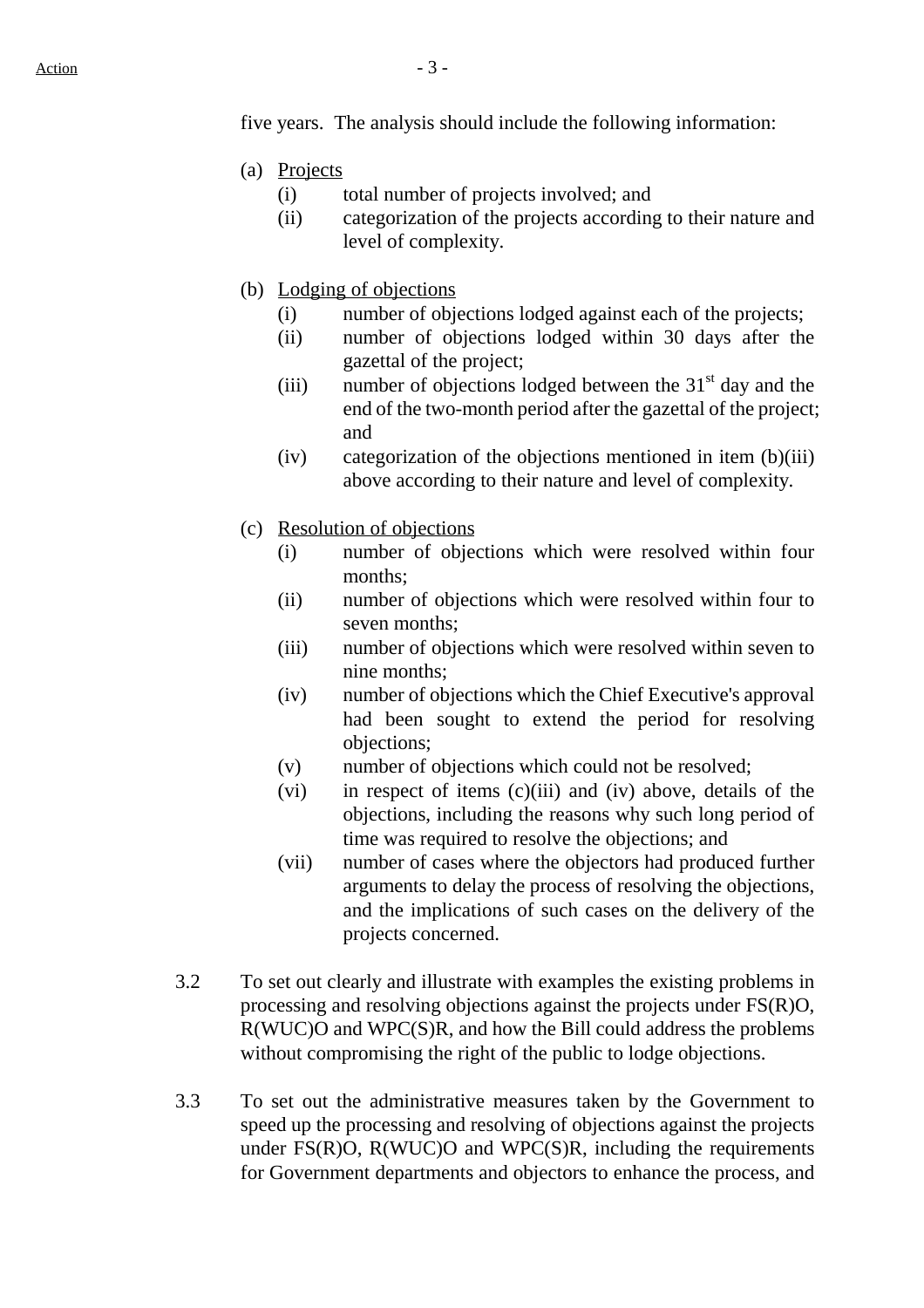five years. The analysis should include the following information:

(a) <u>Projects</u>
  - (i) total number of projects involved; and
  - (ii) categorization of the projects according to their nature and level of complexity.

(b) <u>Lodging of objections</u>
  - (i) number of objections lodged against each of the projects;
  - (ii) number of objections lodged within 30 days after the gazettal of the project;
  - (iii) number of objections lodged between the 31st day and the end of the two-month period after the gazettal of the project; and
  - (iv) categorization of the objections mentioned in item (b)(iii) above according to their nature and level of complexity.

(c) <u>Resolution of objections</u>
  - (i) number of objections which were resolved within four months;
  - (ii) number of objections which were resolved within four to seven months;
  - (iii) number of objections which were resolved within seven to nine months;
  - (iv) number of objections which the Chief Executive's approval had been sought to extend the period for resolving objections;
  - (v) number of objections which could not be resolved;
  - (vi) in respect of items (c)(iii) and (iv) above, details of the objections, including the reasons why such long period of time was required to resolve the objections; and
  - (vii) number of cases where the objectors had produced further arguments to delay the process of resolving the objections, and the implications of such cases on the delivery of the projects concerned.

3.2 To set out clearly and illustrate with examples the existing problems in processing and resolving objections against the projects under FS(R)O, R(WUC)O and WPC(S)R, and how the Bill could address the problems without compromising the right of the public to lodge objections.

3.3 To set out the administrative measures taken by the Government to speed up the processing and resolving of objections against the projects under FS(R)O, R(WUC)O and WPC(S)R, including the requirements for Government departments and objectors to enhance the process, and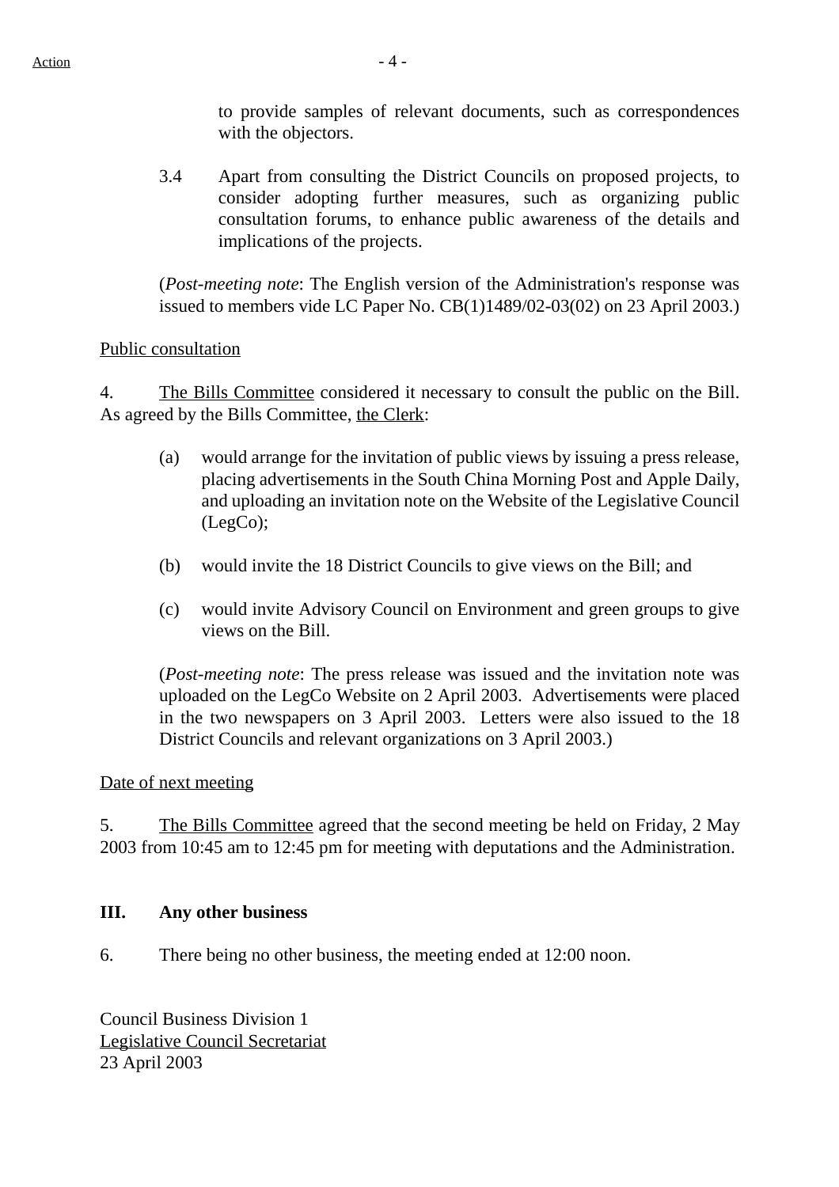to provide samples of relevant documents, such as correspondences with the objectors.

3.4 Apart from consulting the District Councils on proposed projects, to consider adopting further measures, such as organizing public consultation forums, to enhance public awareness of the details and implications of the projects.

(*Post-meeting note*: The English version of the Administration's response was issued to members vide LC Paper No. CB(1)1489/02-03(02) on 23 April 2003.)

Public consultation

4. The Bills Committee considered it necessary to consult the public on the Bill. As agreed by the Bills Committee, the Clerk:

(a) would arrange for the invitation of public views by issuing a press release, placing advertisements in the South China Morning Post and Apple Daily, and uploading an invitation note on the Website of the Legislative Council (LegCo);

(b) would invite the 18 District Councils to give views on the Bill; and

(c) would invite Advisory Council on Environment and green groups to give views on the Bill.

(*Post-meeting note*: The press release was issued and the invitation note was uploaded on the LegCo Website on 2 April 2003. Advertisements were placed in the two newspapers on 3 April 2003. Letters were also issued to the 18 District Councils and relevant organizations on 3 April 2003.)

Date of next meeting

5. The Bills Committee agreed that the second meeting be held on Friday, 2 May 2003 from 10:45 am to 12:45 pm for meeting with deputations and the Administration.

**III. Any other business**

6. There being no other business, the meeting ended at 12:00 noon.

Council Business Division 1
Legislative Council Secretariat
23 April 2003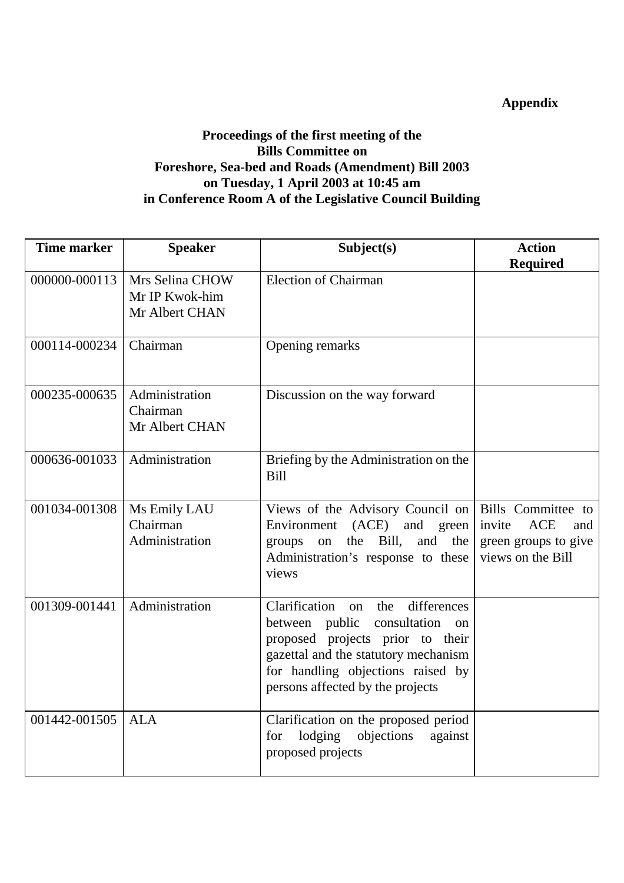**Appendix**

**Proceedings of the first meeting of the Bills Committee on Foreshore, Sea-bed and Roads (Amendment) Bill 2003 on Tuesday, 1 April 2003 at 10:45 am in Conference Room A of the Legislative Council Building**

| Time marker | Speaker | Subject(s) | Action Required |
|---|---|---|---|
| 000000-000113 | Mrs Selina CHOW<br>Mr IP Kwok-him<br>Mr Albert CHAN | Election of Chairman | |
| 000114-000234 | Chairman | Opening remarks | |
| 000235-000635 | Administration<br>Chairman<br>Mr Albert CHAN | Discussion on the way forward | |
| 000636-001033 | Administration | Briefing by the Administration on the Bill | |
| 001034-001308 | Ms Emily LAU<br>Chairman<br>Administration | Views of the Advisory Council on Environment (ACE) and green groups on the Bill, and the Administration's response to these views | Bills Committee to invite ACE and green groups to give views on the Bill |
| 001309-001441 | Administration | Clarification on the differences between public consultation on proposed projects prior to their gazettal and the statutory mechanism for handling objections raised by persons affected by the projects | |
| 001442-001505 | ALA | Clarification on the proposed period for lodging objections against proposed projects | |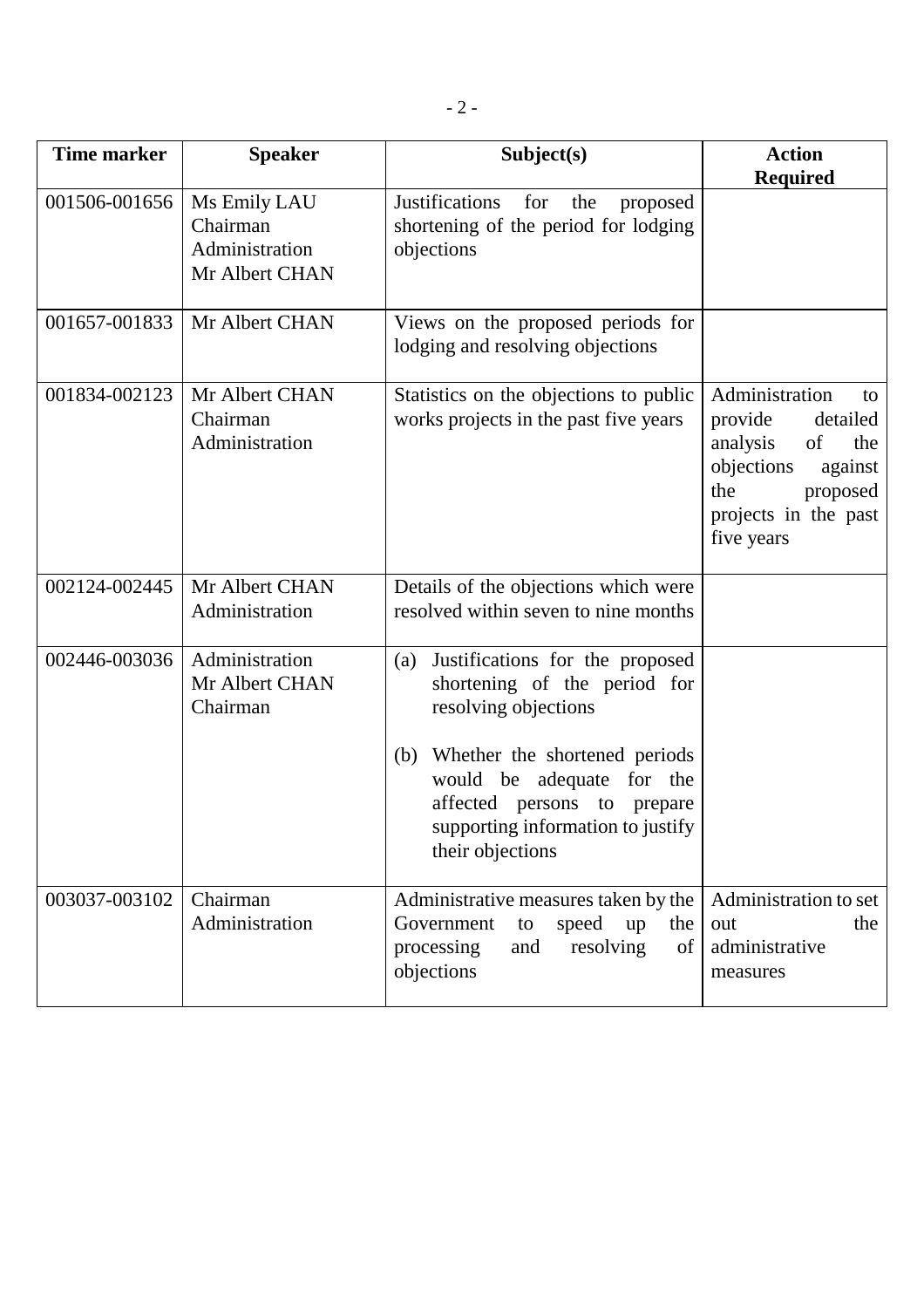| Time marker | Speaker | Subject(s) | Action Required |
|---|---|---|---|
| 001506-001656 | Ms Emily LAU<br>Chairman<br>Administration<br>Mr Albert CHAN | Justifications for the proposed shortening of the period for lodging objections | |
| 001657-001833 | Mr Albert CHAN | Views on the proposed periods for lodging and resolving objections | |
| 001834-002123 | Mr Albert CHAN<br>Chairman<br>Administration | Statistics on the objections to public works projects in the past five years | Administration to provide detailed analysis of the objections against the proposed projects in the past five years |
| 002124-002445 | Mr Albert CHAN<br>Administration | Details of the objections which were resolved within seven to nine months | |
| 002446-003036 | Administration<br>Mr Albert CHAN<br>Chairman | (a) Justifications for the proposed shortening of the period for resolving objections<br><br>(b) Whether the shortened periods would be adequate for the affected persons to prepare supporting information to justify their objections | |
| 003037-003102 | Chairman<br>Administration | Administrative measures taken by the Government to speed up the processing and resolving of objections | Administration to set out the administrative measures |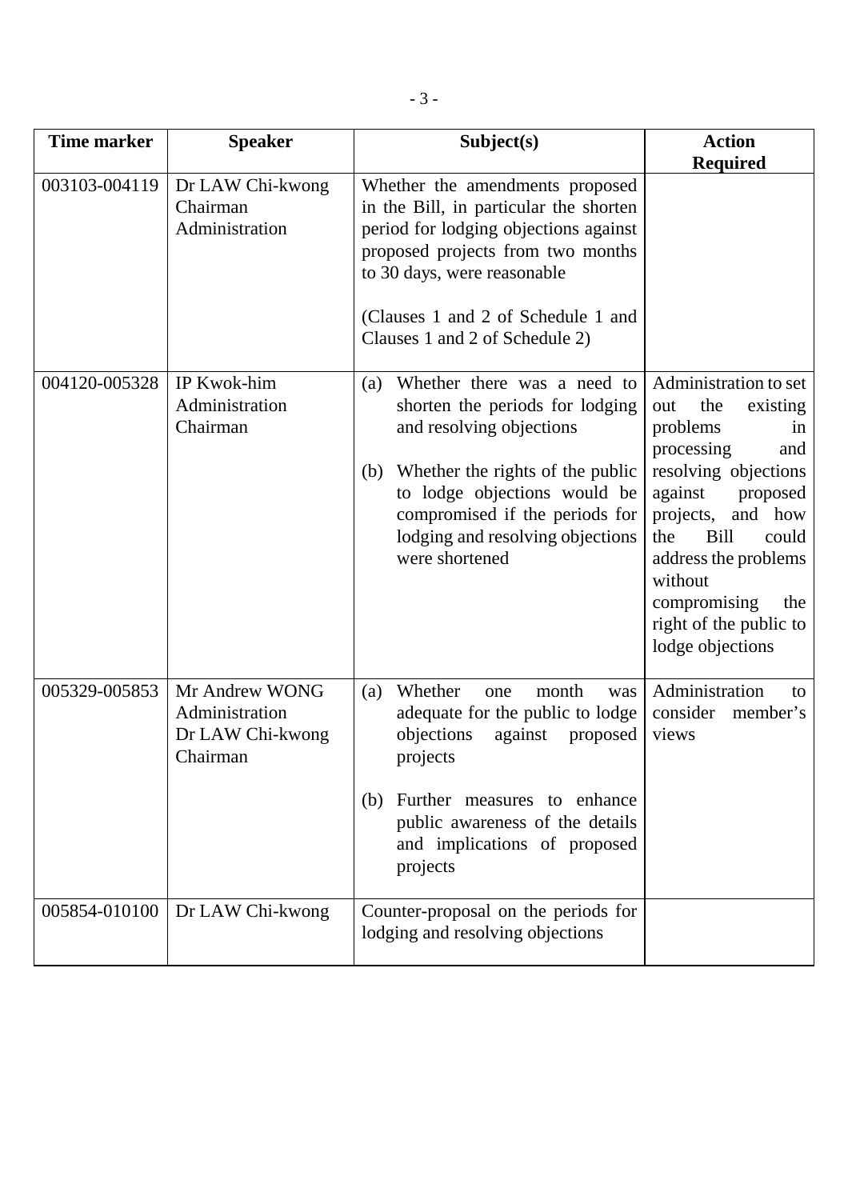| Time marker | Speaker | Subject(s) | Action Required |
|---|---|---|---|
| 003103-004119 | Dr LAW Chi-kwong<br>Chairman<br>Administration | Whether the amendments proposed in the Bill, in particular the shorten period for lodging objections against proposed projects from two months to 30 days, were reasonable<br><br>(Clauses 1 and 2 of Schedule 1 and Clauses 1 and 2 of Schedule 2) | |
| 004120-005328 | IP Kwok-him<br>Administration<br>Chairman | (a) Whether there was a need to shorten the periods for lodging and resolving objections<br><br>(b) Whether the rights of the public to lodge objections would be compromised if the periods for lodging and resolving objections were shortened | Administration to set out the existing problems in processing and resolving objections against proposed projects, and how the Bill could address the problems without compromising the right of the public to lodge objections |
| 005329-005853 | Mr Andrew WONG<br>Administration<br>Dr LAW Chi-kwong<br>Chairman | (a) Whether one month was adequate for the public to lodge objections against proposed projects<br><br>(b) Further measures to enhance public awareness of the details and implications of proposed projects | Administration to consider member's views |
| 005854-010100 | Dr LAW Chi-kwong | Counter-proposal on the periods for lodging and resolving objections | |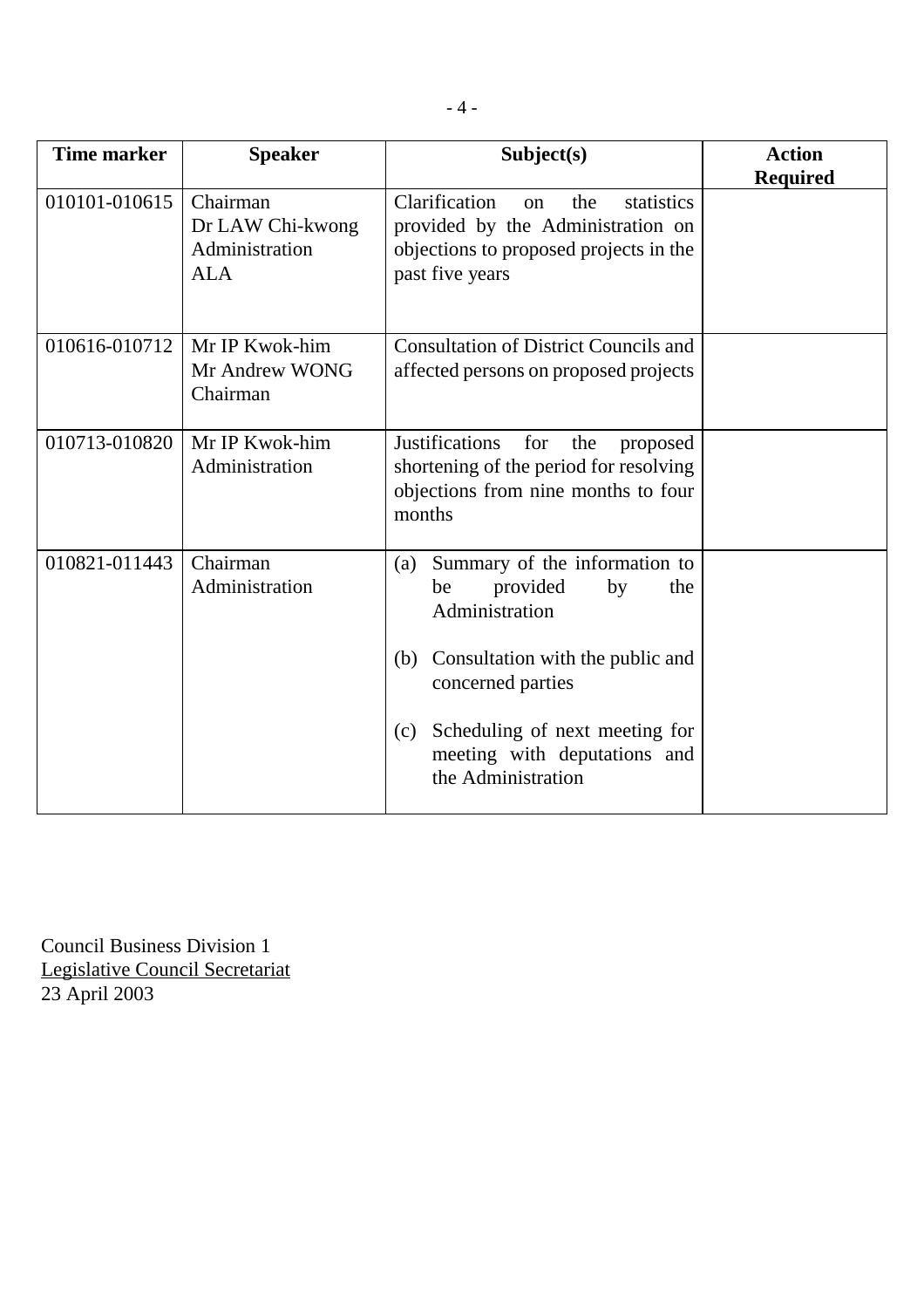| Time marker | Speaker | Subject(s) | Action Required |
|---|---|---|---|
| 010101-010615 | Chairman<br>Dr LAW Chi-kwong<br>Administration<br>ALA | Clarification on the statistics provided by the Administration on objections to proposed projects in the past five years | |
| 010616-010712 | Mr IP Kwok-him<br>Mr Andrew WONG<br>Chairman | Consultation of District Councils and affected persons on proposed projects | |
| 010713-010820 | Mr IP Kwok-him<br>Administration | Justifications for the proposed shortening of the period for resolving objections from nine months to four months | |
| 010821-011443 | Chairman<br>Administration | (a) Summary of the information to be provided by the Administration<br><br>(b) Consultation with the public and concerned parties<br><br>(c) Scheduling of next meeting for meeting with deputations and the Administration | |

Council Business Division 1
Legislative Council Secretariat
23 April 2003